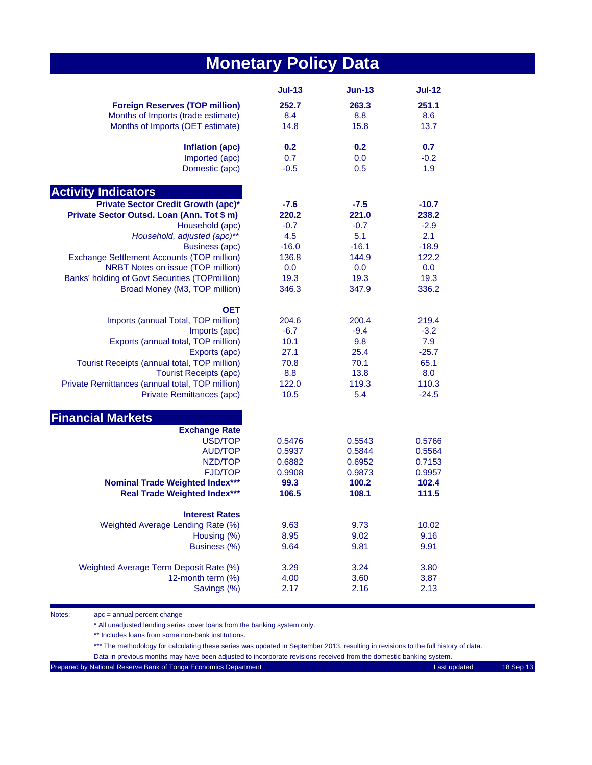# Monetary Policy Data

| | Jul-13 | Jun-13 | Jul-12 |
|---|---|---|---|
| **Foreign Reserves (TOP million)** | **252.7** | **263.3** | **251.1** |
| Months of Imports (trade estimate) | 8.4 | 8.8 | 8.6 |
| Months of Imports (OET estimate) | 14.8 | 15.8 | 13.7 |
| | | | |
| **Inflation (apc)** | **0.2** | **0.2** | **0.7** |
| Imported (apc) | 0.7 | 0.0 | -0.2 |
| Domestic (apc) | -0.5 | 0.5 | 1.9 |
| | | | |
| **Activity Indicators** | | | |
| **Private Sector Credit Growth (apc)*** | **-7.6** | **-7.5** | **-10.7** |
| **Private Sector Outsd. Loan (Ann. Tot $ m)** | **220.2** | **221.0** | **238.2** |
| Household (apc) | -0.7 | -0.7 | -2.9 |
| *Household, adjusted (apc)*** | 4.5 | 5.1 | 2.1 |
| Business (apc) | -16.0 | -16.1 | -18.9 |
| Exchange Settlement Accounts (TOP million) | 136.8 | 144.9 | 122.2 |
| NRBT Notes on issue (TOP million) | 0.0 | 0.0 | 0.0 |
| Banks' holding of Govt Securities (TOPmillion) | 19.3 | 19.3 | 19.3 |
| Broad Money (M3, TOP million) | 346.3 | 347.9 | 336.2 |
| | | | |
| **OET** | | | |
| Imports (annual Total, TOP million) | 204.6 | 200.4 | 219.4 |
| Imports (apc) | -6.7 | -9.4 | -3.2 |
| Exports (annual total, TOP million) | 10.1 | 9.8 | 7.9 |
| Exports (apc) | 27.1 | 25.4 | -25.7 |
| Tourist Receipts (annual total, TOP million) | 70.8 | 70.1 | 65.1 |
| Tourist Receipts (apc) | 8.8 | 13.8 | 8.0 |
| Private Remittances (annual total, TOP million) | 122.0 | 119.3 | 110.3 |
| Private Remittances (apc) | 10.5 | 5.4 | -24.5 |
| | | | |
| **Financial Markets** | | | |
| **Exchange Rate** | | | |
| USD/TOP | 0.5476 | 0.5543 | 0.5766 |
| AUD/TOP | 0.5937 | 0.5844 | 0.5564 |
| NZD/TOP | 0.6882 | 0.6952 | 0.7153 |
| FJD/TOP | 0.9908 | 0.9873 | 0.9957 |
| **Nominal Trade Weighted Index***** | **99.3** | **100.2** | **102.4** |
| **Real Trade Weighted Index***** | **106.5** | **108.1** | **111.5** |
| | | | |
| **Interest Rates** | | | |
| Weighted Average Lending Rate (%) | 9.63 | 9.73 | 10.02 |
| Housing (%) | 8.95 | 9.02 | 9.16 |
| Business (%) | 9.64 | 9.81 | 9.91 |
| | | | |
| Weighted Average Term Deposit Rate (%) | 3.29 | 3.24 | 3.80 |
| 12-month term (%) | 4.00 | 3.60 | 3.87 |
| Savings (%) | 2.17 | 2.16 | 2.13 |

Notes: apc = annual percent change

* All unadjusted lending series cover loans from the banking system only.

** Includes loans from some non-bank institutions.

*** The methodology for calculating these series was updated in September 2013, resulting in revisions to the full history of data.

Data in previous months may have been adjusted to incorporate revisions received from the domestic banking system.

Prepared by National Reserve Bank of Tonga Economics Department — Last updated 18 Sep 13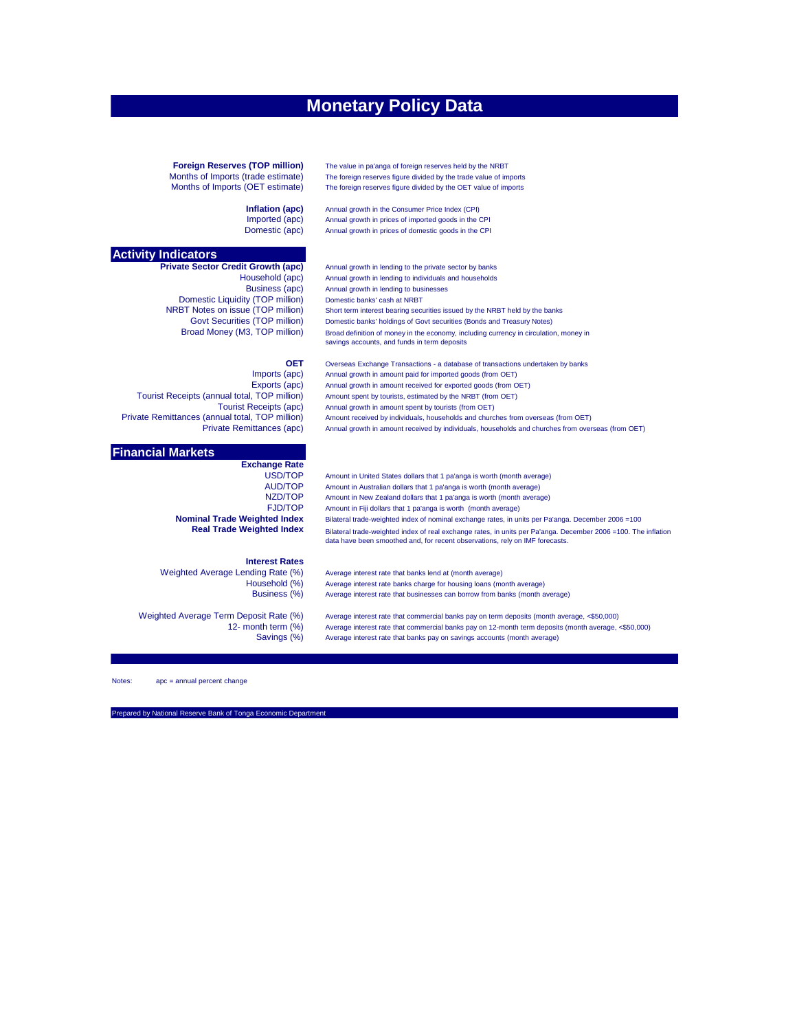# Monetary Policy Data

| | |
|---|---|
| **Foreign Reserves (TOP million)** | The value in pa'anga of foreign reserves held by the NRBT |
| Months of Imports (trade estimate) | The foreign reserves figure divided by the trade value of imports |
| Months of Imports (OET estimate) | The foreign reserves figure divided by the OET value of imports |
| **Inflation (apc)** | Annual growth in the Consumer Price Index (CPI) |
| Imported (apc) | Annual growth in prices of imported goods in the CPI |
| Domestic (apc) | Annual growth in prices of domestic goods in the CPI |

## Activity Indicators

| | |
|---|---|
| **Private Sector Credit Growth (apc)** | Annual growth in lending to the private sector by banks |
| Household (apc) | Annual growth in lending to individuals and households |
| Business (apc) | Annual growth in lending to businesses |
| Domestic Liquidity (TOP million) | Domestic banks' cash at NRBT |
| NRBT Notes on issue (TOP million) | Short term interest bearing securities issued by the NRBT held by the banks |
| Govt Securities (TOP million) | Domestic banks' holdings of Govt securities (Bonds and Treasury Notes) |
| Broad Money (M3, TOP million) | Broad definition of money in the economy, including currency in circulation, money in savings accounts, and funds in term deposits |
| **OET** | Overseas Exchange Transactions - a database of transactions undertaken by banks |
| Imports (apc) | Annual growth in amount paid for imported goods (from OET) |
| Exports (apc) | Annual growth in amount received for exported goods (from OET) |
| Tourist Receipts (annual total, TOP million) | Amount spent by tourists, estimated by the NRBT (from OET) |
| Tourist Receipts (apc) | Annual growth in amount spent by tourists (from OET) |
| Private Remittances (annual total, TOP million) | Amount received by individuals, households and churches from overseas (from OET) |
| Private Remittances (apc) | Annual growth in amount received by individuals, households and churches from overseas (from OET) |

## Financial Markets

| | |
|---|---|
| **Exchange Rate** | |
| USD/TOP | Amount in United States dollars that 1 pa'anga is worth (month average) |
| AUD/TOP | Amount in Australian dollars that 1 pa'anga is worth (month average) |
| NZD/TOP | Amount in New Zealand dollars that 1 pa'anga is worth (month average) |
| FJD/TOP | Amount in Fiji dollars that 1 pa'anga is worth (month average) |
| **Nominal Trade Weighted Index** | Bilateral trade-weighted index of nominal exchange rates, in units per Pa'anga. December 2006 =100 |
| **Real Trade Weighted Index** | Bilateral trade-weighted index of real exchange rates, in units per Pa'anga. December 2006 =100. The inflation data have been smoothed and, for recent observations, rely on IMF forecasts. |
| **Interest Rates** | |
| Weighted Average Lending Rate (%) | Average interest rate that banks lend at (month average) |
| Household (%) | Average interest rate banks charge for housing loans (month average) |
| Business (%) | Average interest rate that businesses can borrow from banks (month average) |
| Weighted Average Term Deposit Rate (%) | Average interest rate that commercial banks pay on term deposits (month average, <$50,000) |
| 12- month term (%) | Average interest rate that commercial banks pay on 12-month term deposits (month average, <$50,000) |
| Savings (%) | Average interest rate that banks pay on savings accounts (month average) |

Notes: apc = annual percent change

Prepared by National Reserve Bank of Tonga Economic Department